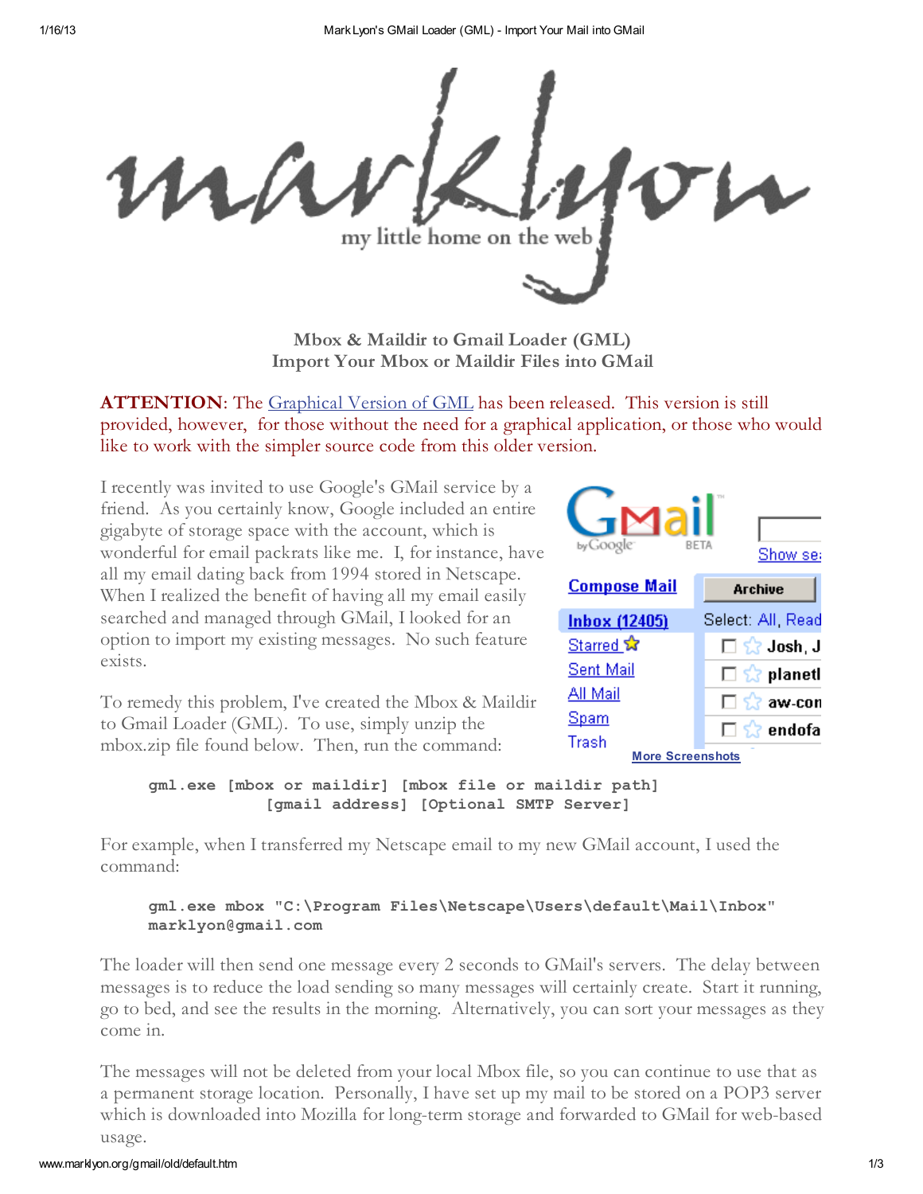# Mbox & Maildir to Gmail Loader (GML)
## Import Your Mbox or Maildir Files into GMail

**ATTENTION**: The Graphical Version of GML has been released. This version is still provided, however, for those without the need for a graphical application, or those who would like to work with the simpler source code from this older version.

I recently was invited to use Google's GMail service by a friend. As you certainly know, Google included an entire gigabyte of storage space with the account, which is wonderful for email packrats like me. I, for instance, have all my email dating back from 1994 stored in Netscape. When I realized the benefit of having all my email easily searched and managed through GMail, I looked for an option to import my existing messages. No such feature exists.

To remedy this problem, I've created the Mbox & Maildir to Gmail Loader (GML). To use, simply unzip the mbox.zip file found below. Then, run the command:

```
gml.exe [mbox or maildir] [mbox file or maildir path]
          [gmail address] [Optional SMTP Server]
```

For example, when I transferred my Netscape email to my new GMail account, I used the command:

```
gml.exe mbox "C:\Program Files\Netscape\Users\default\Mail\Inbox"
marklyon@gmail.com
```

The loader will then send one message every 2 seconds to GMail's servers. The delay between messages is to reduce the load sending so many messages will certainly create. Start it running, go to bed, and see the results in the morning. Alternatively, you can sort your messages as they come in.

The messages will not be deleted from your local Mbox file, so you can continue to use that as a permanent storage location. Personally, I have set up my mail to be stored on a POP3 server which is downloaded into Mozilla for long-term storage and forwarded to GMail for web-based usage.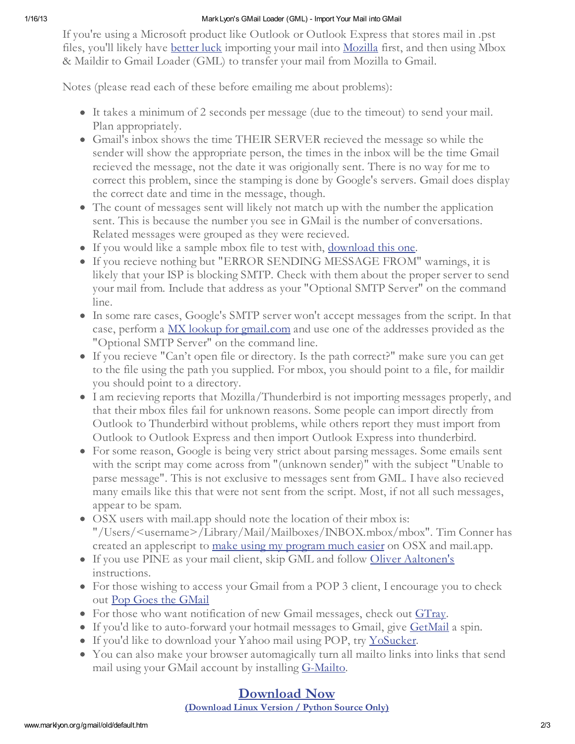If you're using a Microsoft product like Outlook or Outlook Express that stores mail in .pst files, you'll likely have better luck importing your mail into Mozilla first, and then using Mbox & Maildir to Gmail Loader (GML) to transfer your mail from Mozilla to Gmail.

Notes (please read each of these before emailing me about problems):

- It takes a minimum of 2 seconds per message (due to the timeout) to send your mail. Plan appropriately.
- Gmail's inbox shows the time THEIR SERVER recieved the message so while the sender will show the appropriate person, the times in the inbox will be the time Gmail recieved the message, not the date it was origionally sent. There is no way for me to correct this problem, since the stamping is done by Google's servers. Gmail does display the correct date and time in the message, though.
- The count of messages sent will likely not match up with the number the application sent. This is because the number you see in GMail is the number of conversations. Related messages were grouped as they were recieved.
- If you would like a sample mbox file to test with, download this one.
- If you recieve nothing but "ERROR SENDING MESSAGE FROM" warnings, it is likely that your ISP is blocking SMTP. Check with them about the proper server to send your mail from. Include that address as your "Optional SMTP Server" on the command line.
- In some rare cases, Google's SMTP server won't accept messages from the script. In that case, perform a MX lookup for gmail.com and use one of the addresses provided as the "Optional SMTP Server" on the command line.
- If you recieve "Can't open file or directory. Is the path correct?" make sure you can get to the file using the path you supplied. For mbox, you should point to a file, for maildir you should point to a directory.
- I am recieving reports that Mozilla/Thunderbird is not importing messages properly, and that their mbox files fail for unknown reasons. Some people can import directly from Outlook to Thunderbird without problems, while others report they must import from Outlook to Outlook Express and then import Outlook Express into thunderbird.
- For some reason, Google is being very strict about parsing messages. Some emails sent with the script may come across from "(unknown sender)" with the subject "Unable to parse message". This is not exclusive to messages sent from GML. I have also recieved many emails like this that were not sent from the script. Most, if not all such messages, appear to be spam.
- OSX users with mail.app should note the location of their mbox is: "/Users/<username>/Library/Mail/Mailboxes/INBOX.mbox/mbox". Tim Conner has created an applescript to make using my program much easier on OSX and mail.app.
- If you use PINE as your mail client, skip GML and follow Oliver Aaltonen's instructions.
- For those wishing to access your Gmail from a POP 3 client, I encourage you to check out Pop Goes the GMail
- For those who want notification of new Gmail messages, check out GTray.
- If you'd like to auto-forward your hotmail messages to Gmail, give GetMail a spin.
- If you'd like to download your Yahoo mail using POP, try YoSucker.
- You can also make your browser automagically turn all mailto links into links that send mail using your GMail account by installing G-Mailto.

**Download Now**

**(Download Linux Version / Python Source Only)**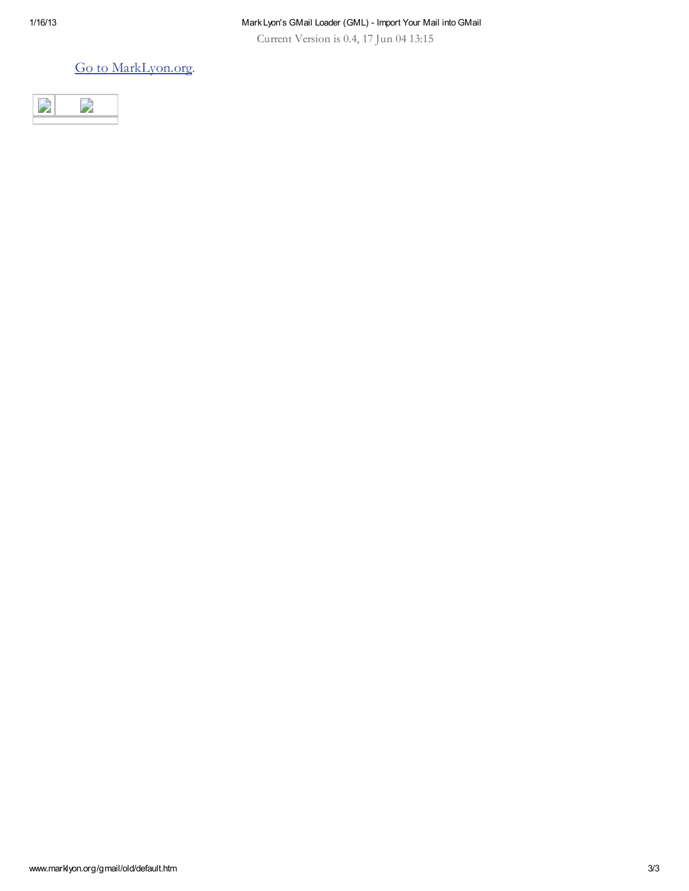Current Version is 0.4, 17 Jun 04 13:15

[Go to MarkLyon.org](http://www.marklyon.org).